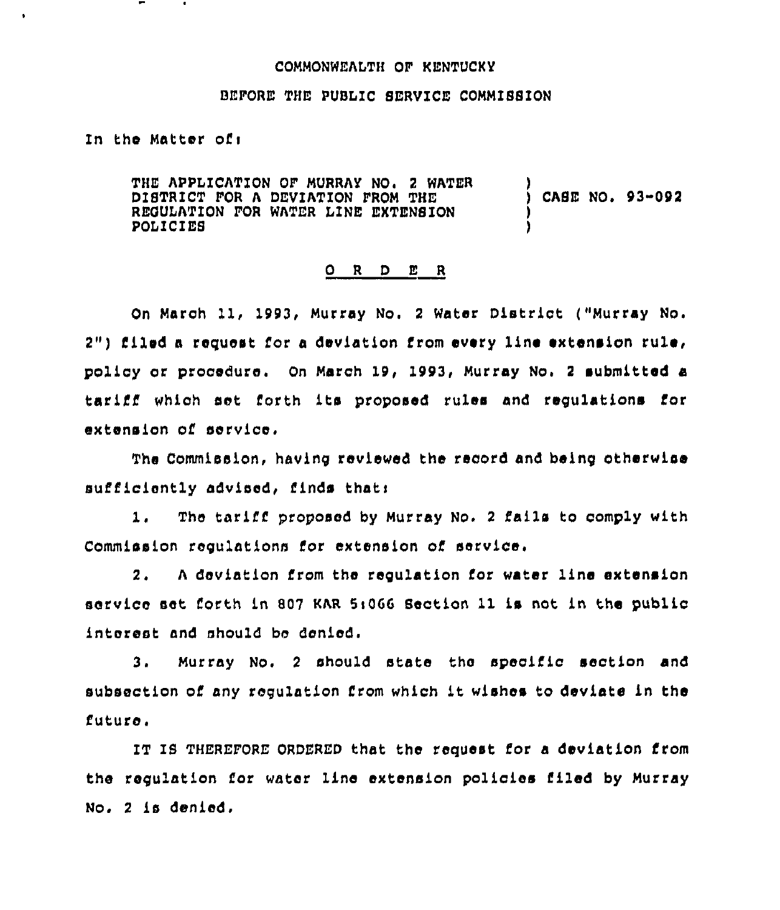COMMONWEALTH OF KENTUCKY

BEFORE THE PUBLIC SERVICE COMMISSION

In the Matter of:

| | |
|---|---|
| THE APPLICATION OF MURRAY NO. 2 WATER DISTRICT FOR A DEVIATION FROM THE REGULATION FOR WATER LINE EXTENSION POLICIES | ) CASE NO. 93-092 |

O R D E R

On March 11, 1993, Murray No. 2 Water District ("Murray No. 2") filed a request for a deviation from every line extension rule, policy or procedure. On March 19, 1993, Murray No. 2 submitted a tariff which set forth its proposed rules and regulations for extension of service.

The Commission, having reviewed the record and being otherwise sufficiently advised, finds that:

1. The tariff proposed by Murray No. 2 fails to comply with Commission regulations for extension of service.

2. A deviation from the regulation for water line extension service set forth in 807 KAR 5:066 Section 11 is not in the public interest and should be denied.

3. Murray No. 2 should state the specific section and subsection of any regulation from which it wishes to deviate in the future.

IT IS THEREFORE ORDERED that the request for a deviation from the regulation for water line extension policies filed by Murray No. 2 is denied.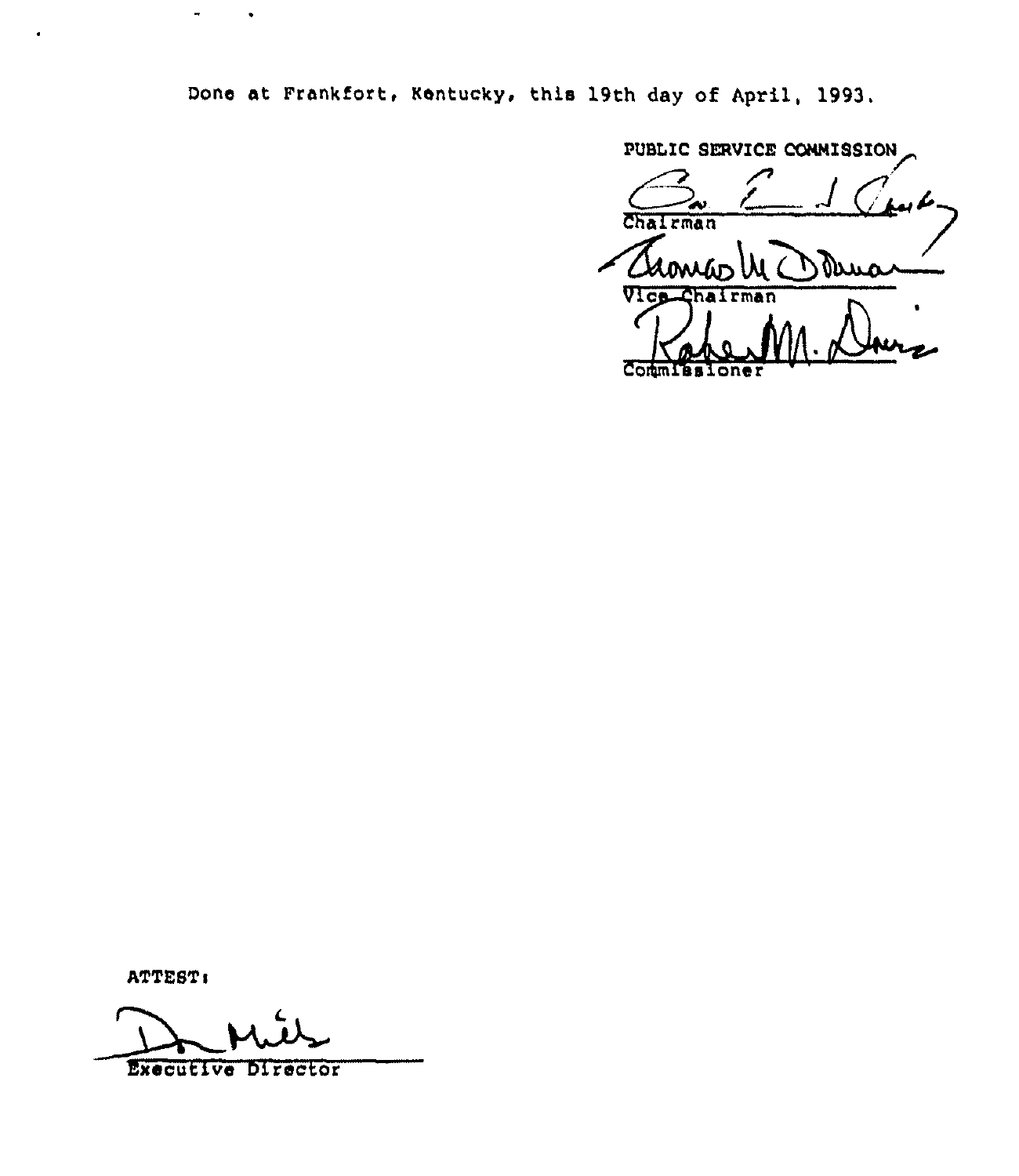Done at Frankfort, Kentucky, this 19th day of April, 1993.

PUBLIC SERVICE COMMISSION

Chairman

Vice Chairman

Commissioner

ATTEST:

Executive Director